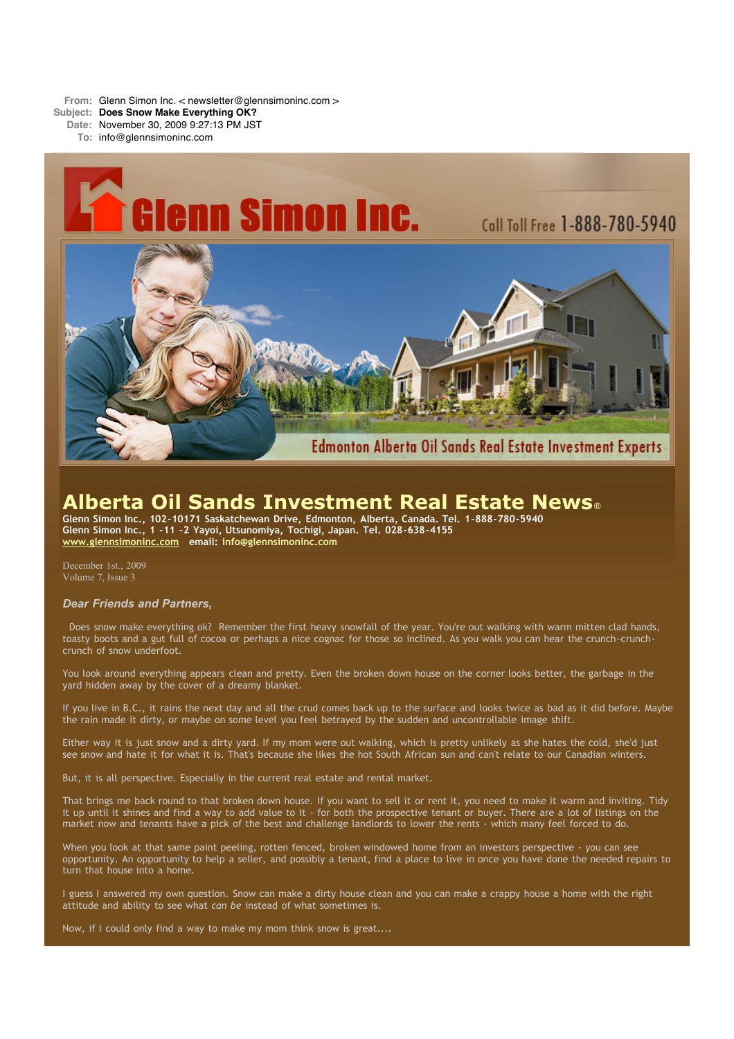**From:** Glenn Simon Inc. < newsletter@glennsimoninc.com >
**Subject:** **Does Snow Make Everything OK?**
**Date:** November 30, 2009 9:27:13 PM JST
**To:** info@glennsimoninc.com

Glenn Simon Inc.

Call Toll Free 1-888-780-5940

Edmonton Alberta Oil Sands Real Estate Investment Experts

# Alberta Oil Sands Investment Real Estate News®

**Glenn Simon Inc., 102-10171 Saskatchewan Drive, Edmonton, Alberta, Canada. Tel. 1-888-780-5940**
**Glenn Simon Inc., 1 -11 -2 Yayoi, Utsunomiya, Tochigi, Japan. Tel. 028-638-4155**
**www.glennsimoninc.com email: info@glennsimoninc.com**

December 1st., 2009
Volume 7, Issue 3

***Dear Friends and Partners,***

Does snow make everything ok? Remember the first heavy snowfall of the year. You're out walking with warm mitten clad hands, toasty boots and a gut full of cocoa or perhaps a nice cognac for those so inclined. As you walk you can hear the crunch-crunch-crunch of snow underfoot.

You look around everything appears clean and pretty. Even the broken down house on the corner looks better, the garbage in the yard hidden away by the cover of a dreamy blanket.

If you live in B.C., it rains the next day and all the crud comes back up to the surface and looks twice as bad as it did before. Maybe the rain made it dirty, or maybe on some level you feel betrayed by the sudden and uncontrollable image shift.

Either way it is just snow and a dirty yard. If my mom were out walking, which is pretty unlikely as she hates the cold, she'd just see snow and hate it for what it is. That's because she likes the hot South African sun and can't relate to our Canadian winters.

But, it is all perspective. Especially in the current real estate and rental market.

That brings me back round to that broken down house. If you want to sell it or rent it, you need to make it warm and inviting. Tidy it up until it shines and find a way to add value to it - for both the prospective tenant or buyer. There are a lot of listings on the market now and tenants have a pick of the best and challenge landlords to lower the rents - which many feel forced to do.

When you look at that same paint peeling, rotten fenced, broken windowed home from an investors perspective - you can see opportunity. An opportunity to help a seller, and possibly a tenant, find a place to live in once you have done the needed repairs to turn that house into a home.

I guess I answered my own question. Snow can make a dirty house clean and you can make a crappy house a home with the right attitude and ability to see what *can be* instead of what sometimes is.

Now, if I could only find a way to make my mom think snow is great....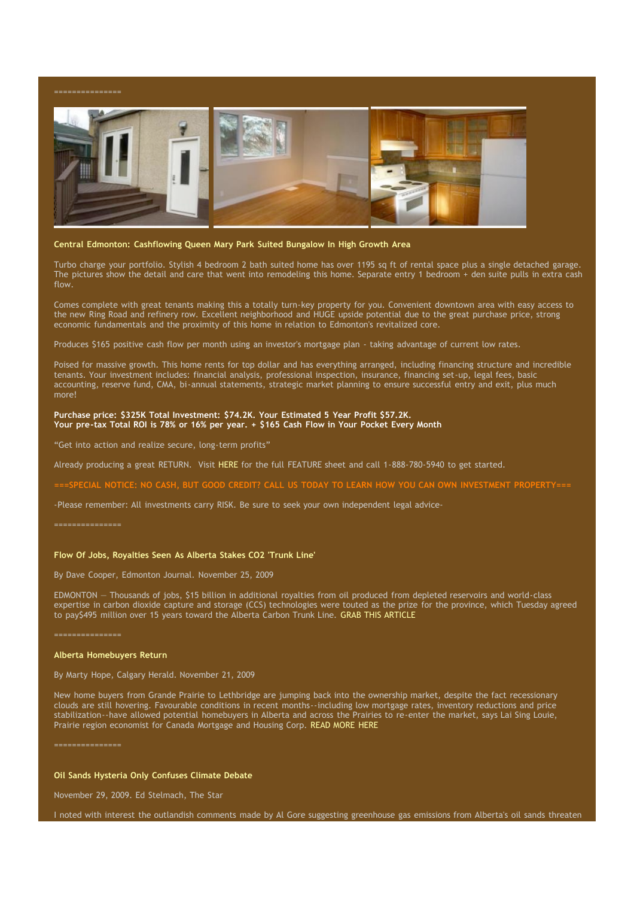===============

### Central Edmonton: Cashflowing Queen Mary Park Suited Bungalow In High Growth Area

Turbo charge your portfolio. Stylish 4 bedroom 2 bath suited home has over 1195 sq ft of rental space plus a single detached garage. The pictures show the detail and care that went into remodeling this home. Separate entry 1 bedroom + den suite pulls in extra cash flow.

Comes complete with great tenants making this a totally turn-key property for you. Convenient downtown area with easy access to the new Ring Road and refinery row. Excellent neighborhood and HUGE upside potential due to the great purchase price, strong economic fundamentals and the proximity of this home in relation to Edmonton's revitalized core.

Produces $165 positive cash flow per month using an investor's mortgage plan - taking advantage of current low rates.

Poised for massive growth. This home rents for top dollar and has everything arranged, including financing structure and incredible tenants. Your investment includes: financial analysis, professional inspection, insurance, financing set-up, legal fees, basic accounting, reserve fund, CMA, bi-annual statements, strategic market planning to ensure successful entry and exit, plus much more!

**Purchase price: $325K Total Investment: $74.2K. Your Estimated 5 Year Profit $57.2K.**
**Your pre-tax Total ROI is 78% or 16% per year. + $165 Cash Flow in Your Pocket Every Month**

"Get into action and realize secure, long-term profits"

Already producing a great RETURN. Visit HERE for the full FEATURE sheet and call 1-888-780-5940 to get started.

===SPECIAL NOTICE: NO CASH, BUT GOOD CREDIT? CALL US TODAY TO LEARN HOW YOU CAN OWN INVESTMENT PROPERTY===

-Please remember: All investments carry RISK. Be sure to seek your own independent legal advice-

===============

### Flow Of Jobs, Royalties Seen As Alberta Stakes CO2 'Trunk Line'

By Dave Cooper, Edmonton Journal. November 25, 2009

EDMONTON — Thousands of jobs, $15 billion in additional royalties from oil produced from depleted reservoirs and world-class expertise in carbon dioxide capture and storage (CCS) technologies were touted as the prize for the province, which Tuesday agreed to pay$495 million over 15 years toward the Alberta Carbon Trunk Line. GRAB THIS ARTICLE

===============

### Alberta Homebuyers Return

By Marty Hope, Calgary Herald. November 21, 2009

New home buyers from Grande Prairie to Lethbridge are jumping back into the ownership market, despite the fact recessionary clouds are still hovering. Favourable conditions in recent months--including low mortgage rates, inventory reductions and price stabilization--have allowed potential homebuyers in Alberta and across the Prairies to re-enter the market, says Lai Sing Louie, Prairie region economist for Canada Mortgage and Housing Corp. READ MORE HERE

===============

### Oil Sands Hysteria Only Confuses Climate Debate

November 29, 2009. Ed Stelmach, The Star

I noted with interest the outlandish comments made by Al Gore suggesting greenhouse gas emissions from Alberta's oil sands threaten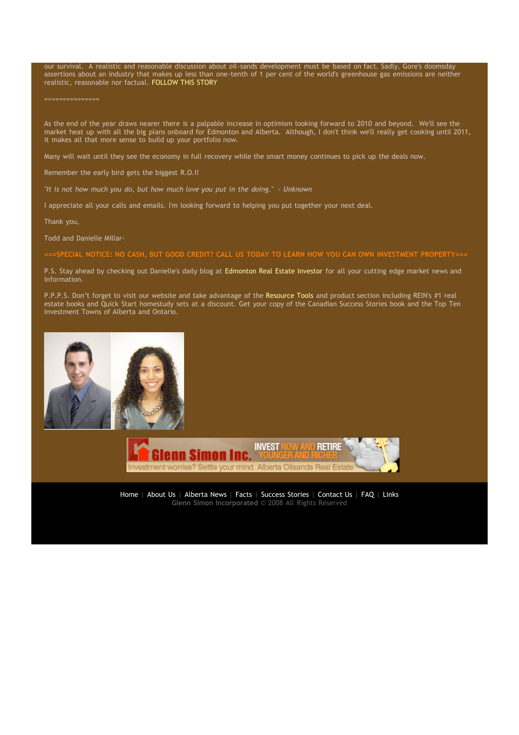our survival. A realistic and reasonable discussion about oil-sands development must be based on fact. Sadly, Gore's doomsday assertions about an industry that makes up less than one-tenth of 1 per cent of the world's greenhouse gas emissions are neither realistic, reasonable nor factual. FOLLOW THIS STORY

===============

As the end of the year draws nearer there is a palpable increase in optimism looking forward to 2010 and beyond. We'll see the market heat up with all the big plans onboard for Edmonton and Alberta. Although, I don't think we'll really get cooking until 2011, it makes all that more sense to build up your portfolio now.

Many will wait until they see the economy in full recovery while the smart money continues to pick up the deals now.

Remember the early bird gets the biggest R.O.I!

*"It is not how much you do, but how much love you put in the doing." - Unknown*

I appreciate all your calls and emails. I'm looking forward to helping you put together your next deal.

Thank you,

Todd and Danielle Millar-

===SPECIAL NOTICE: NO CASH, BUT GOOD CREDIT? CALL US TODAY TO LEARN HOW YOU CAN OWN INVESTMENT PROPERTY===

P.S. Stay ahead by checking out Danielle's daily blog at Edmonton Real Estate Investor for all your cutting edge market news and information.

P.P.P.S. Don't forget to visit our website and take advantage of the Resource Tools and product section including REIN's #1 real estate books and Quick Start homestudy sets at a discount. Get your copy of the Canadian Success Stories book and the Top Ten Investment Towns of Alberta and Ontario.

Glenn Simon Inc. INVEST NOW AND RETIRE YOUNGER AND RICHER

Investment worries? Settle your mind. Alberta Oilsands Real Estate

Home | About Us | Alberta News | Facts | Success Stories | Contact Us | FAQ | Links

**Glenn Simon Incorporated** © 2008 All Rights Reserved